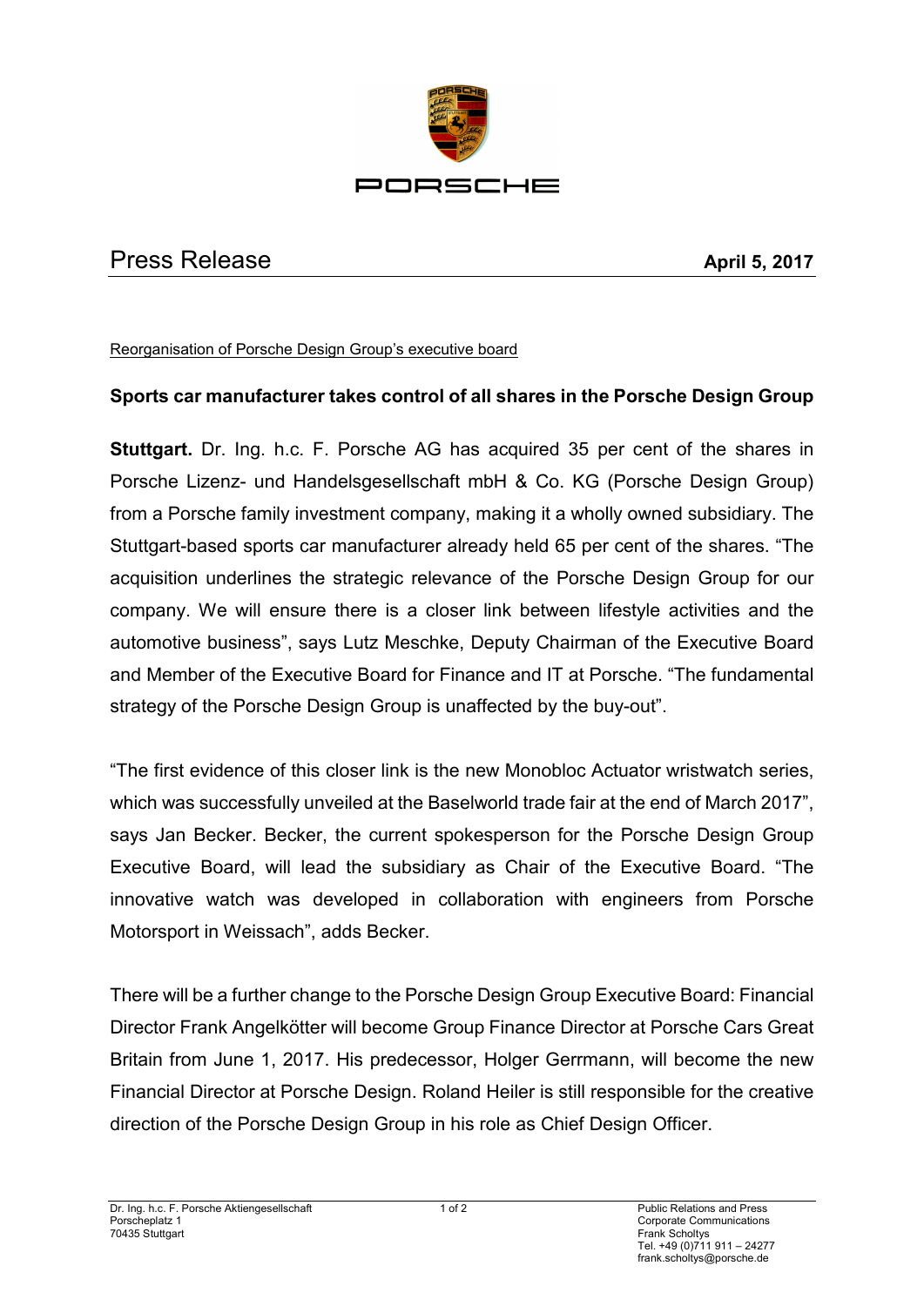# Press Release

**April 5, 2017**

Reorganisation of Porsche Design Group's executive board

## Sports car manufacturer takes control of all shares in the Porsche Design Group

**Stuttgart.** Dr. Ing. h.c. F. Porsche AG has acquired 35 per cent of the shares in Porsche Lizenz- und Handelsgesellschaft mbH & Co. KG (Porsche Design Group) from a Porsche family investment company, making it a wholly owned subsidiary. The Stuttgart-based sports car manufacturer already held 65 per cent of the shares. "The acquisition underlines the strategic relevance of the Porsche Design Group for our company. We will ensure there is a closer link between lifestyle activities and the automotive business", says Lutz Meschke, Deputy Chairman of the Executive Board and Member of the Executive Board for Finance and IT at Porsche. "The fundamental strategy of the Porsche Design Group is unaffected by the buy-out".

"The first evidence of this closer link is the new Monobloc Actuator wristwatch series, which was successfully unveiled at the Baselworld trade fair at the end of March 2017", says Jan Becker. Becker, the current spokesperson for the Porsche Design Group Executive Board, will lead the subsidiary as Chair of the Executive Board. "The innovative watch was developed in collaboration with engineers from Porsche Motorsport in Weissach", adds Becker.

There will be a further change to the Porsche Design Group Executive Board: Financial Director Frank Angelkötter will become Group Finance Director at Porsche Cars Great Britain from June 1, 2017. His predecessor, Holger Gerrmann, will become the new Financial Director at Porsche Design. Roland Heiler is still responsible for the creative direction of the Porsche Design Group in his role as Chief Design Officer.

Dr. Ing. h.c. F. Porsche Aktiengesellschaft
Porscheplatz 1
70435 Stuttgart

Public Relations and Press
Corporate Communications
Frank Scholtys
Tel. +49 (0)711 911 – 24277
frank.scholtys@porsche.de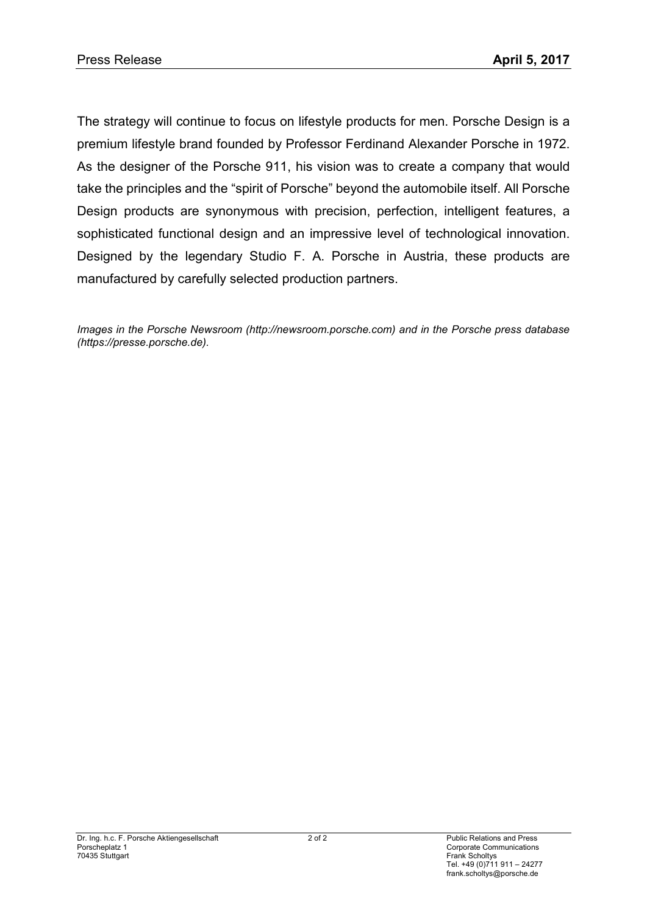The strategy will continue to focus on lifestyle products for men. Porsche Design is a premium lifestyle brand founded by Professor Ferdinand Alexander Porsche in 1972. As the designer of the Porsche 911, his vision was to create a company that would take the principles and the "spirit of Porsche" beyond the automobile itself. All Porsche Design products are synonymous with precision, perfection, intelligent features, a sophisticated functional design and an impressive level of technological innovation. Designed by the legendary Studio F. A. Porsche in Austria, these products are manufactured by carefully selected production partners.

*Images in the Porsche Newsroom (http://newsroom.porsche.com) and in the Porsche press database (https://presse.porsche.de).*

Dr. Ing. h.c. F. Porsche Aktiengesellschaft
Porscheplatz 1
70435 Stuttgart

Public Relations and Press
Corporate Communications
Frank Scholtys
Tel. +49 (0)711 911 – 24277
frank.scholtys@porsche.de